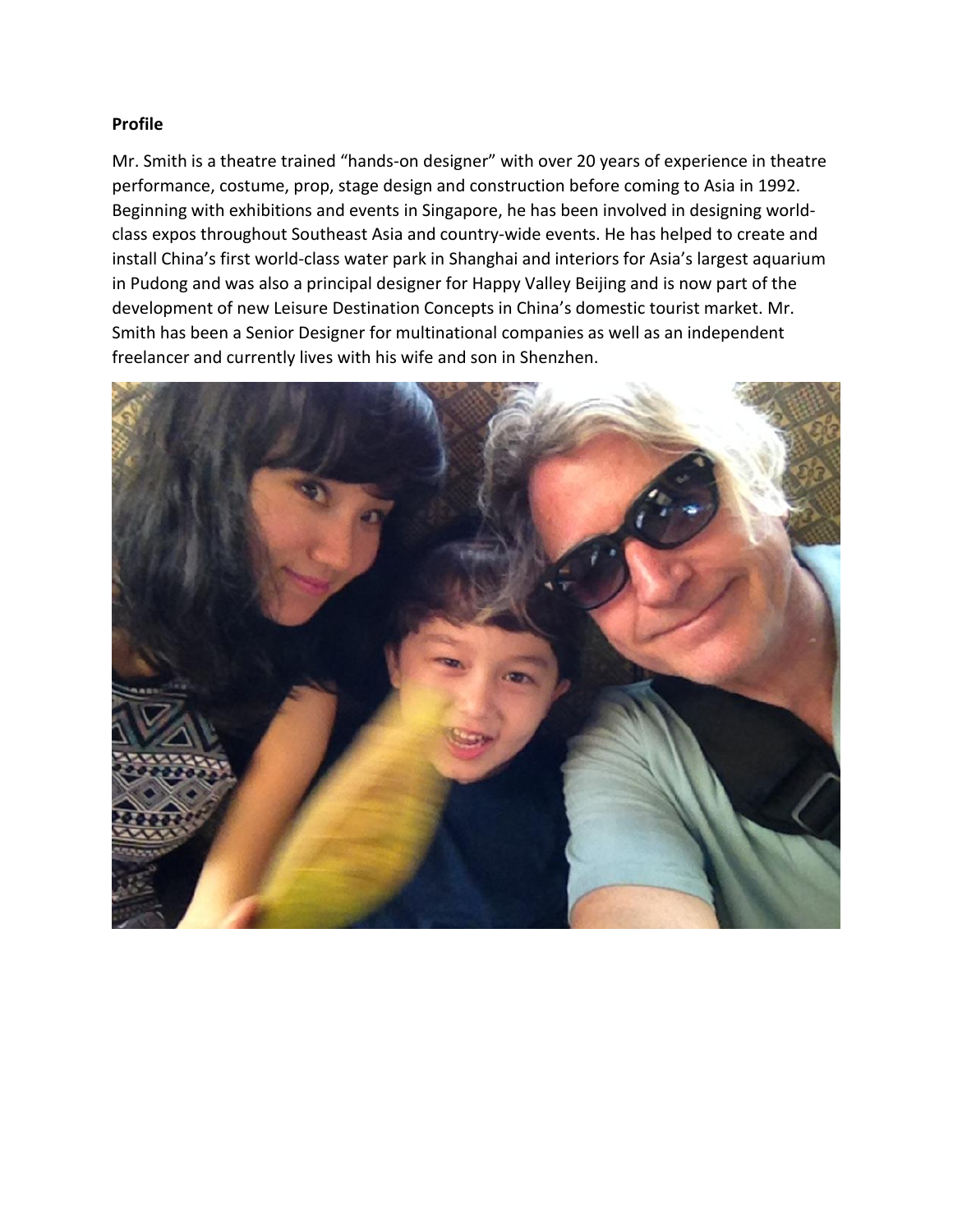**Profile**

Mr. Smith is a theatre trained "hands-on designer" with over 20 years of experience in theatre performance, costume, prop, stage design and construction before coming to Asia in 1992. Beginning with exhibitions and events in Singapore, he has been involved in designing world-class expos throughout Southeast Asia and country-wide events. He has helped to create and install China's first world-class water park in Shanghai and interiors for Asia's largest aquarium in Pudong and was also a principal designer for Happy Valley Beijing and is now part of the development of new Leisure Destination Concepts in China's domestic tourist market. Mr. Smith has been a Senior Designer for multinational companies as well as an independent freelancer and currently lives with his wife and son in Shenzhen.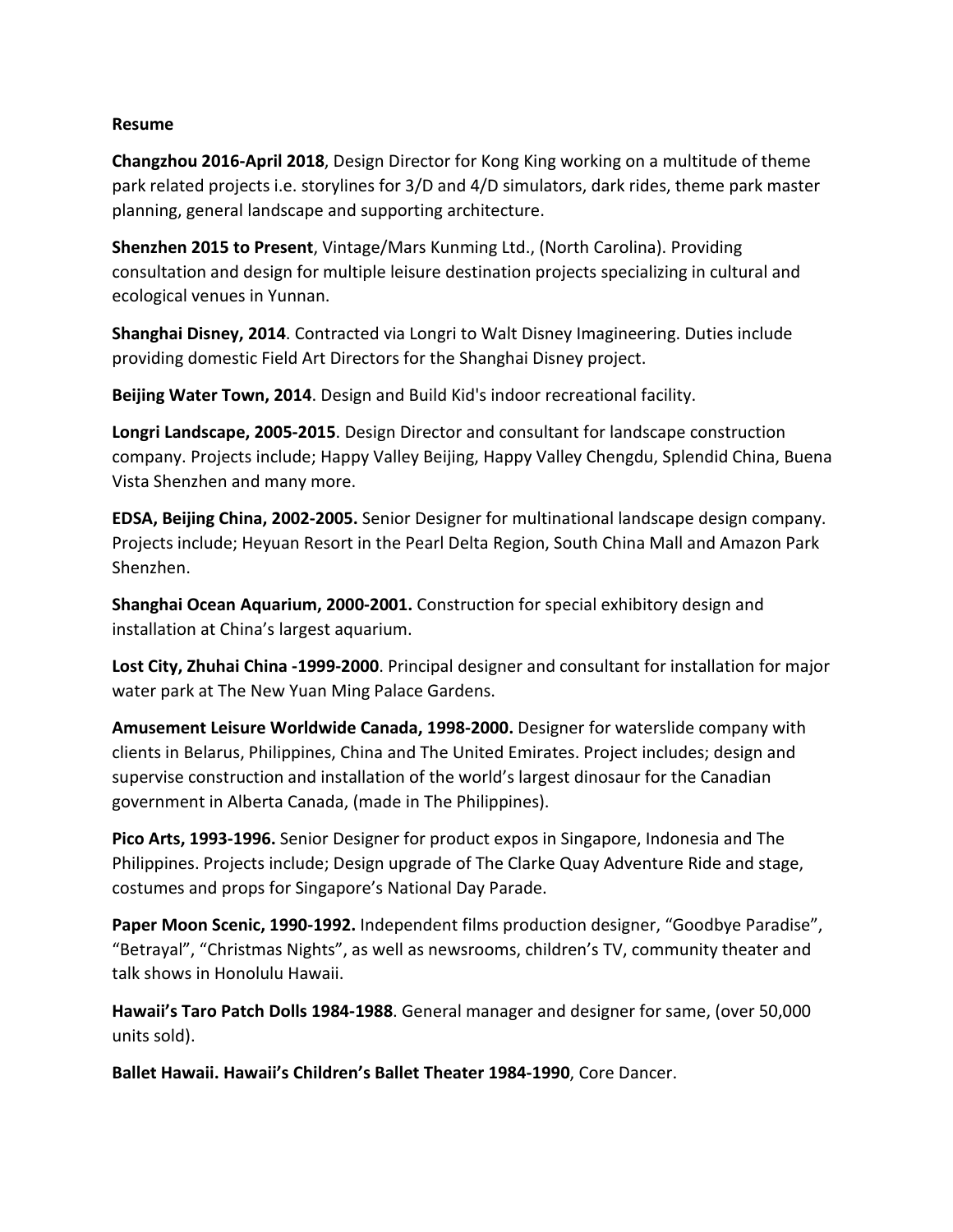**Resume**

**Changzhou 2016-April 2018**, Design Director for Kong King working on a multitude of theme park related projects i.e. storylines for 3/D and 4/D simulators, dark rides, theme park master planning, general landscape and supporting architecture.

**Shenzhen 2015 to Present**, Vintage/Mars Kunming Ltd., (North Carolina). Providing consultation and design for multiple leisure destination projects specializing in cultural and ecological venues in Yunnan.

**Shanghai Disney, 2014**. Contracted via Longri to Walt Disney Imagineering. Duties include providing domestic Field Art Directors for the Shanghai Disney project.

**Beijing Water Town, 2014**. Design and Build Kid's indoor recreational facility.

**Longri Landscape, 2005-2015**. Design Director and consultant for landscape construction company. Projects include; Happy Valley Beijing, Happy Valley Chengdu, Splendid China, Buena Vista Shenzhen and many more.

**EDSA, Beijing China, 2002-2005.** Senior Designer for multinational landscape design company. Projects include; Heyuan Resort in the Pearl Delta Region, South China Mall and Amazon Park Shenzhen.

**Shanghai Ocean Aquarium, 2000-2001.** Construction for special exhibitory design and installation at China's largest aquarium.

**Lost City, Zhuhai China -1999-2000**. Principal designer and consultant for installation for major water park at The New Yuan Ming Palace Gardens.

**Amusement Leisure Worldwide Canada, 1998-2000.** Designer for waterslide company with clients in Belarus, Philippines, China and The United Emirates. Project includes; design and supervise construction and installation of the world's largest dinosaur for the Canadian government in Alberta Canada, (made in The Philippines).

**Pico Arts, 1993-1996.** Senior Designer for product expos in Singapore, Indonesia and The Philippines. Projects include; Design upgrade of The Clarke Quay Adventure Ride and stage, costumes and props for Singapore's National Day Parade.

**Paper Moon Scenic, 1990-1992.** Independent films production designer, "Goodbye Paradise", "Betrayal", "Christmas Nights", as well as newsrooms, children's TV, community theater and talk shows in Honolulu Hawaii.

**Hawaii's Taro Patch Dolls 1984-1988**. General manager and designer for same, (over 50,000 units sold).

**Ballet Hawaii. Hawaii's Children's Ballet Theater 1984-1990**, Core Dancer.